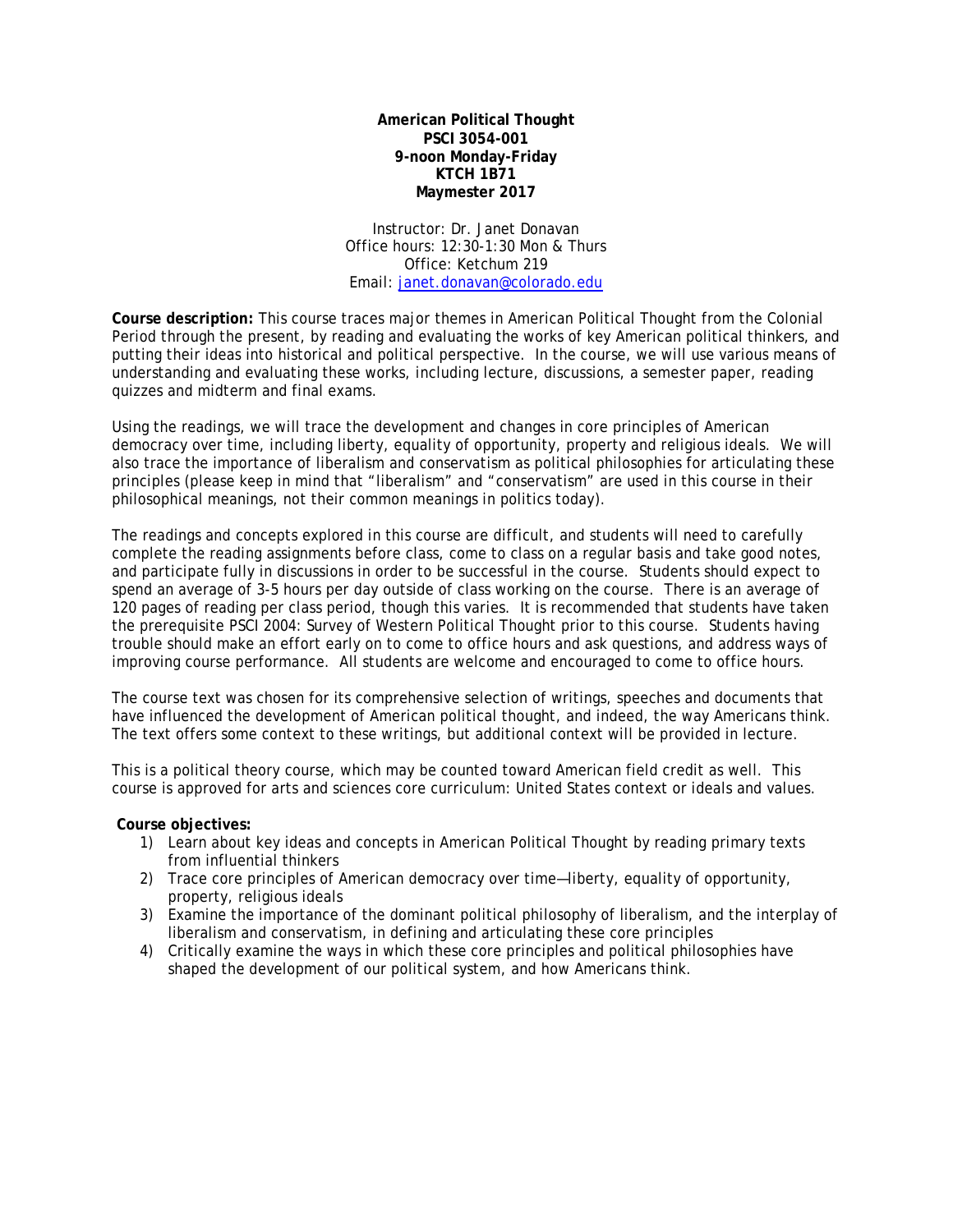**American Political Thought**
**PSCI 3054-001**
**9-noon Monday-Friday**
**KTCH 1B71**
**Maymester 2017**

Instructor: Dr. Janet Donavan
Office hours: 12:30-1:30 Mon & Thurs
Office: Ketchum 219
Email: janet.donavan@colorado.edu

**Course description:** This course traces major themes in American Political Thought from the Colonial Period through the present, by reading and evaluating the works of key American political thinkers, and putting their ideas into historical and political perspective. In the course, we will use various means of understanding and evaluating these works, including lecture, discussions, a semester paper, reading quizzes and midterm and final exams.

Using the readings, we will trace the development and changes in core principles of American democracy over time, including liberty, equality of opportunity, property and religious ideals. We will also trace the importance of liberalism and conservatism as political philosophies for articulating these principles (please keep in mind that "liberalism" and "conservatism" are used in this course in their philosophical meanings, not their common meanings in politics today).

The readings and concepts explored in this course are difficult, and students will need to carefully complete the reading assignments before class, come to class on a regular basis and take good notes, and participate fully in discussions in order to be successful in the course. Students should expect to spend an average of 3-5 hours per day outside of class working on the course. There is an average of 120 pages of reading per class period, though this varies. It is recommended that students have taken the prerequisite PSCI 2004: Survey of Western Political Thought prior to this course. Students having trouble should make an effort early on to come to office hours and ask questions, and address ways of improving course performance. All students are welcome and encouraged to come to office hours.

The course text was chosen for its comprehensive selection of writings, speeches and documents that have influenced the development of American political thought, and indeed, the way Americans think. The text offers some context to these writings, but additional context will be provided in lecture.

This is a political theory course, which may be counted toward American field credit as well. This course is approved for arts and sciences core curriculum: United States context or ideals and values.

**Course objectives:**

1) Learn about key ideas and concepts in American Political Thought by reading primary texts from influential thinkers
2) Trace core principles of American democracy over time—liberty, equality of opportunity, property, religious ideals
3) Examine the importance of the dominant political philosophy of liberalism, and the interplay of liberalism and conservatism, in defining and articulating these core principles
4) Critically examine the ways in which these core principles and political philosophies have shaped the development of our political system, and how Americans think.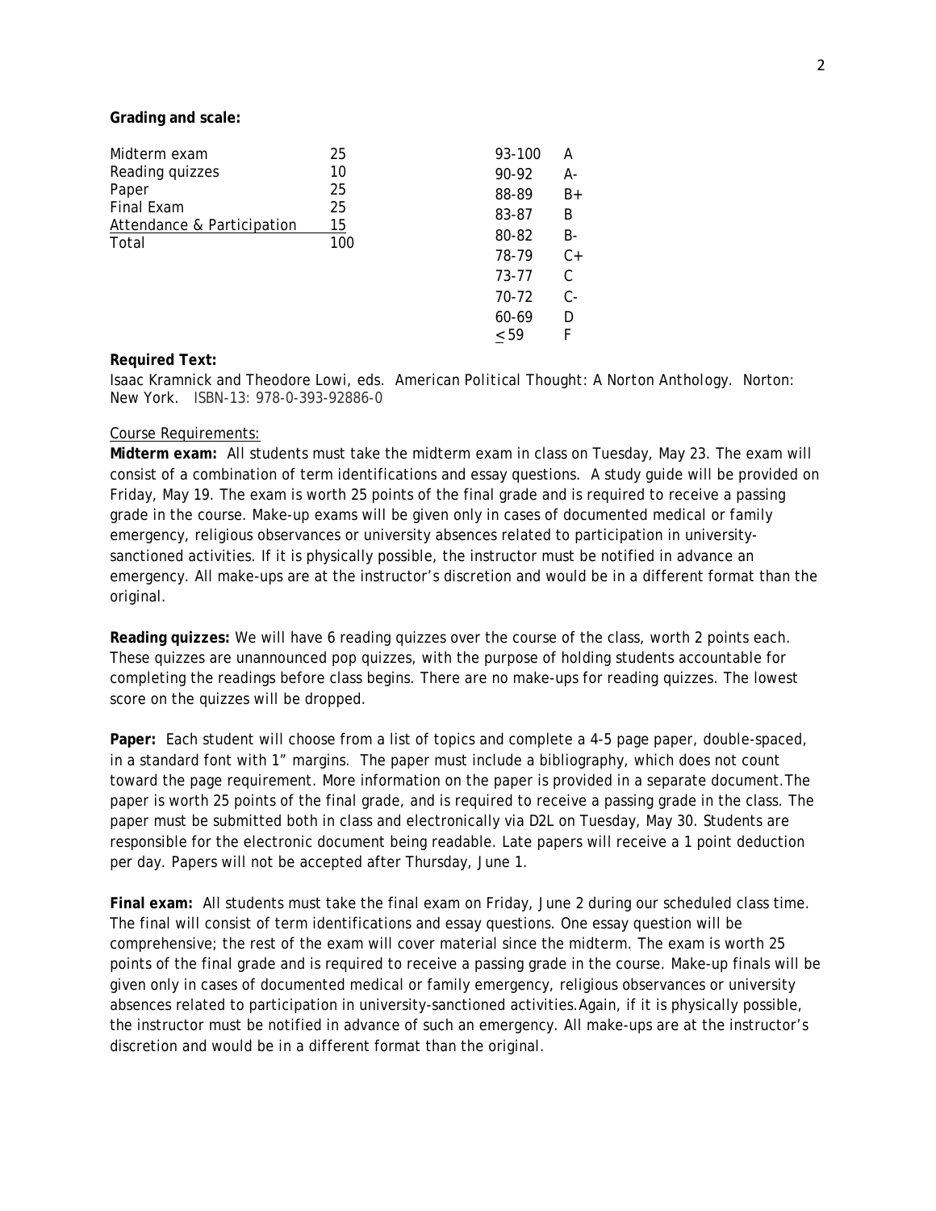**Grading and scale:**

| Component | Points |
|---|---|
| Midterm exam | 25 |
| Reading quizzes | 10 |
| Paper | 25 |
| Final Exam | 25 |
| Attendance & Participation | 15 |
| Total | 100 |

| Range | Grade |
|---|---|
| 93-100 | A |
| 90-92 | A- |
| 88-89 | B+ |
| 83-87 | B |
| 80-82 | B- |
| 78-79 | C+ |
| 73-77 | C |
| 70-72 | C- |
| 60-69 | D |
| $\leq$ 59 | F |

**Required Text:**

Isaac Kramnick and Theodore Lowi, eds. *American Political Thought: A Norton Anthology*. Norton: New York. ISBN-13: 978-0-393-92886-0

Course Requirements:

**Midterm exam:** All students must take the midterm exam in class on Tuesday, May 23. The exam will consist of a combination of term identifications and essay questions. A study guide will be provided on Friday, May 19. The exam is worth 25 points of the final grade and is required to receive a passing grade in the course. Make-up exams will be given only in cases of documented medical or family emergency, religious observances or university absences related to participation in university-sanctioned activities. If it is physically possible, the instructor must be notified in advance an emergency. All make-ups are at the instructor's discretion and would be in a different format than the original.

**Reading quizzes:** We will have 6 reading quizzes over the course of the class, worth 2 points each. These quizzes are unannounced pop quizzes, with the purpose of holding students accountable for completing the readings before class begins. There are no make-ups for reading quizzes. The lowest score on the quizzes will be dropped.

**Paper:** Each student will choose from a list of topics and complete a 4-5 page paper, double-spaced, in a standard font with 1" margins. The paper must include a bibliography, which does not count toward the page requirement. More information on the paper is provided in a separate document. The paper is worth 25 points of the final grade, and is required to receive a passing grade in the class. The paper must be submitted both in class and electronically via D2L on Tuesday, May 30. Students are responsible for the electronic document being readable. Late papers will receive a 1 point deduction per day. Papers will not be accepted after Thursday, June 1.

**Final exam:** All students must take the final exam on Friday, June 2 during our scheduled class time. The final will consist of term identifications and essay questions. One essay question will be comprehensive; the rest of the exam will cover material since the midterm. The exam is worth 25 points of the final grade and is required to receive a passing grade in the course. Make-up finals will be given only in cases of documented medical or family emergency, religious observances or university absences related to participation in university-sanctioned activities. Again, if it is physically possible, the instructor must be notified in advance of such an emergency. All make-ups are at the instructor's discretion and would be in a different format than the original.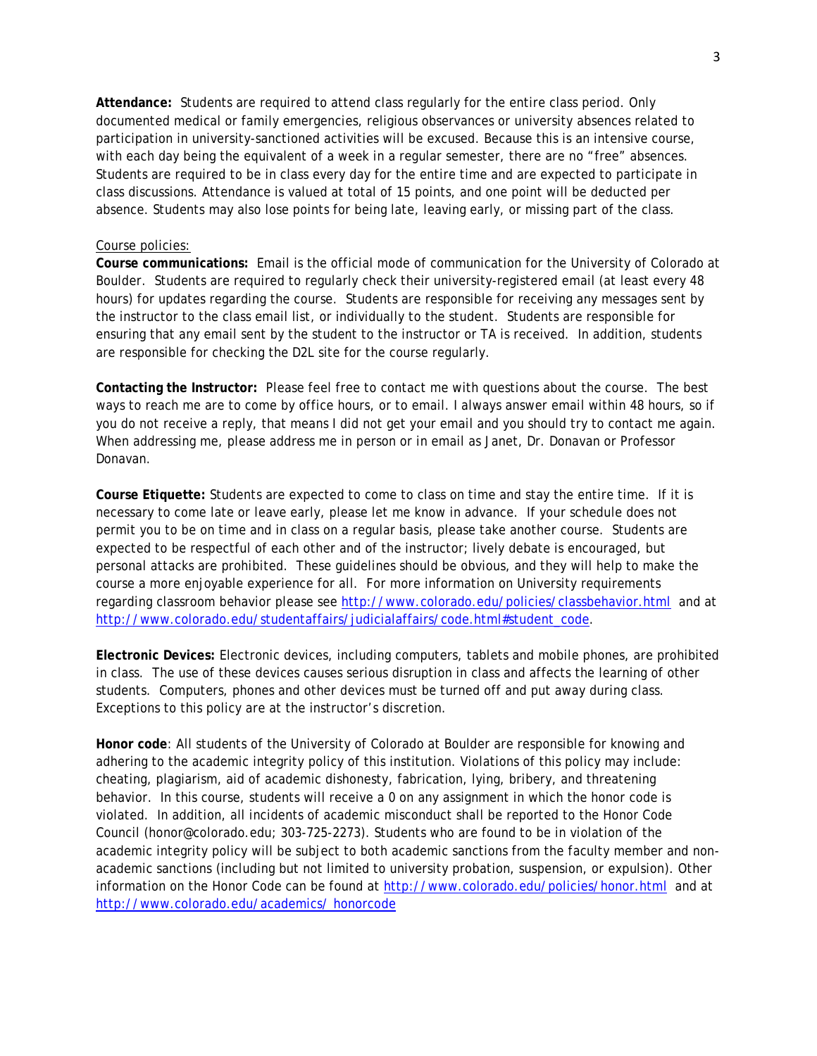**Attendance:** Students are required to attend class regularly for the entire class period. Only documented medical or family emergencies, religious observances or university absences related to participation in university-sanctioned activities will be excused. Because this is an intensive course, with each day being the equivalent of a week in a regular semester, there are no "free" absences. Students are required to be in class every day for the entire time and are expected to participate in class discussions. Attendance is valued at total of 15 points, and one point will be deducted per absence. Students may also lose points for being late, leaving early, or missing part of the class.

Course policies:

**Course communications:** Email is the official mode of communication for the University of Colorado at Boulder. Students are required to regularly check their university-registered email (at least every 48 hours) for updates regarding the course. Students are responsible for receiving any messages sent by the instructor to the class email list, or individually to the student. Students are responsible for ensuring that any email sent by the student to the instructor or TA is received. In addition, students are responsible for checking the D2L site for the course regularly.

**Contacting the Instructor:** Please feel free to contact me with questions about the course. The best ways to reach me are to come by office hours, or to email. I always answer email within 48 hours, so if you do not receive a reply, that means I did not get your email and you should try to contact me again. When addressing me, please address me in person or in email as Janet, Dr. Donavan or Professor Donavan.

**Course Etiquette:** Students are expected to come to class on time and stay the entire time. If it is necessary to come late or leave early, please let me know in advance. If your schedule does not permit you to be on time and in class on a regular basis, please take another course. Students are expected to be respectful of each other and of the instructor; lively debate is encouraged, but personal attacks are prohibited. These guidelines should be obvious, and they will help to make the course a more enjoyable experience for all. For more information on University requirements regarding classroom behavior please see http://www.colorado.edu/policies/classbehavior.html and at http://www.colorado.edu/studentaffairs/judicialaffairs/code.html#student_code.

**Electronic Devices:** Electronic devices, including computers, tablets and mobile phones, are prohibited in class. The use of these devices causes serious disruption in class and affects the learning of other students. Computers, phones and other devices must be turned off and put away during class. Exceptions to this policy are at the instructor's discretion.

**Honor code**: All students of the University of Colorado at Boulder are responsible for knowing and adhering to the academic integrity policy of this institution. Violations of this policy may include: cheating, plagiarism, aid of academic dishonesty, fabrication, lying, bribery, and threatening behavior. In this course, students will receive a 0 on any assignment in which the honor code is violated. In addition, all incidents of academic misconduct shall be reported to the Honor Code Council (honor@colorado.edu; 303-725-2273). Students who are found to be in violation of the academic integrity policy will be subject to both academic sanctions from the faculty member and non-academic sanctions (including but not limited to university probation, suspension, or expulsion). Other information on the Honor Code can be found at http://www.colorado.edu/policies/honor.html and at http://www.colorado.edu/academics/_honorcode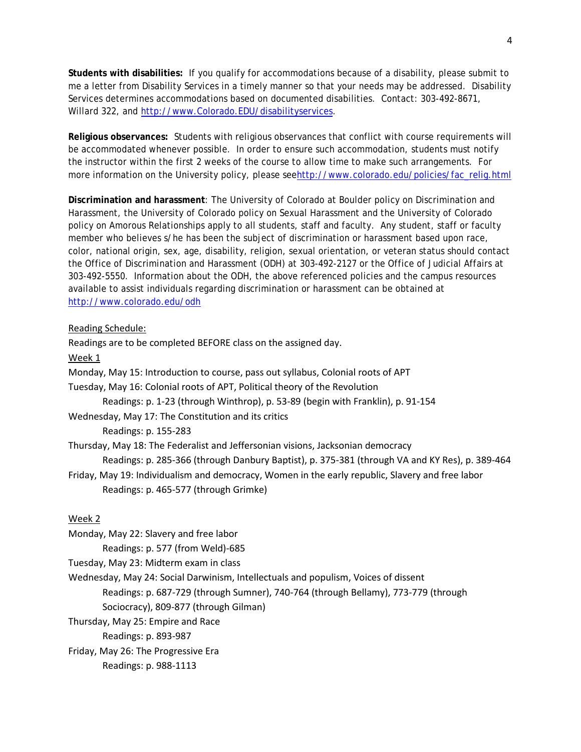**Students with disabilities:** If you qualify for accommodations because of a disability, please submit to me a letter from Disability Services in a timely manner so that your needs may be addressed. Disability Services determines accommodations based on documented disabilities. Contact: 303-492-8671, Willard 322, and http://www.Colorado.EDU/disabilityservices.

**Religious observances:** Students with religious observances that conflict with course requirements will be accommodated whenever possible. In order to ensure such accommodation, students must notify the instructor within the first 2 weeks of the course to allow time to make such arrangements. For more information on the University policy, please seehttp://www.colorado.edu/policies/fac_relig.html

**Discrimination and harassment**: The University of Colorado at Boulder policy on Discrimination and Harassment, the University of Colorado policy on Sexual Harassment and the University of Colorado policy on Amorous Relationships apply to all students, staff and faculty. Any student, staff or faculty member who believes s/he has been the subject of discrimination or harassment based upon race, color, national origin, sex, age, disability, religion, sexual orientation, or veteran status should contact the Office of Discrimination and Harassment (ODH) at 303-492-2127 or the Office of Judicial Affairs at 303-492-5550. Information about the ODH, the above referenced policies and the campus resources available to assist individuals regarding discrimination or harassment can be obtained at http://www.colorado.edu/odh

Reading Schedule:

Readings are to be completed BEFORE class on the assigned day.

Week 1

Monday, May 15: Introduction to course, pass out syllabus, Colonial roots of APT

Tuesday, May 16: Colonial roots of APT, Political theory of the Revolution

Readings: p. 1-23 (through Winthrop), p. 53-89 (begin with Franklin), p. 91-154

Wednesday, May 17: The Constitution and its critics

Readings: p. 155-283

Thursday, May 18: The Federalist and Jeffersonian visions, Jacksonian democracy

Readings: p. 285-366 (through Danbury Baptist), p. 375-381 (through VA and KY Res), p. 389-464

Friday, May 19: Individualism and democracy, Women in the early republic, Slavery and free labor

Readings: p. 465-577 (through Grimke)

Week 2

Monday, May 22: Slavery and free labor

Readings: p. 577 (from Weld)-685

Tuesday, May 23: Midterm exam in class

Wednesday, May 24: Social Darwinism, Intellectuals and populism, Voices of dissent

Readings: p. 687-729 (through Sumner), 740-764 (through Bellamy), 773-779 (through Sociocracy), 809-877 (through Gilman)

Thursday, May 25: Empire and Race

Readings: p. 893-987

Friday, May 26: The Progressive Era

Readings: p. 988-1113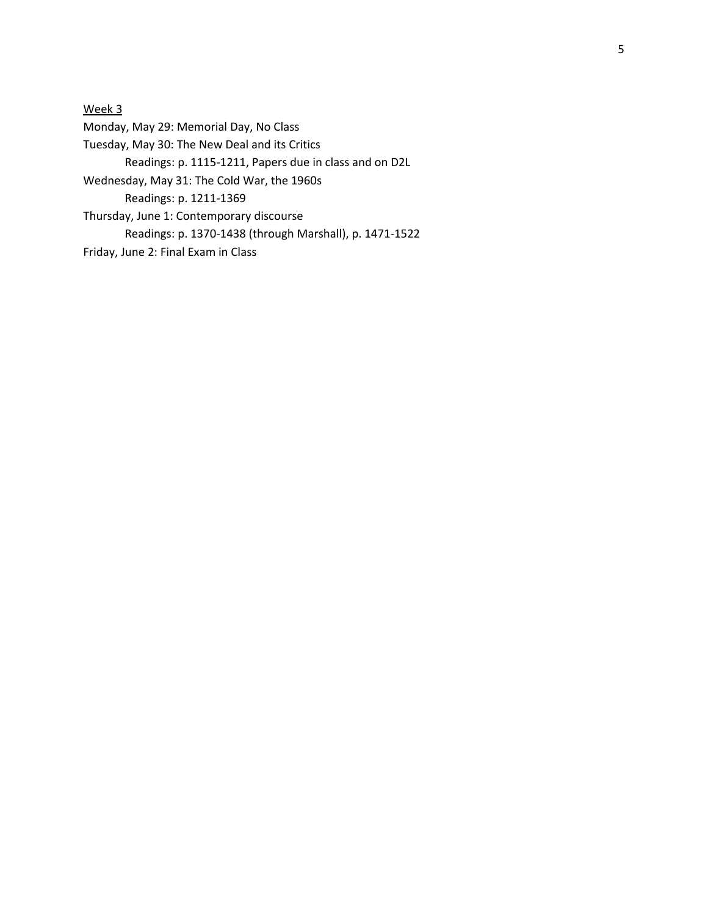<u>Week 3</u>

Monday, May 29: Memorial Day, No Class

Tuesday, May 30: The New Deal and its Critics

    Readings: p. 1115-1211, Papers due in class and on D2L

Wednesday, May 31: The Cold War, the 1960s

    Readings: p. 1211-1369

Thursday, June 1: Contemporary discourse

    Readings: p. 1370-1438 (through Marshall), p. 1471-1522

Friday, June 2: Final Exam in Class